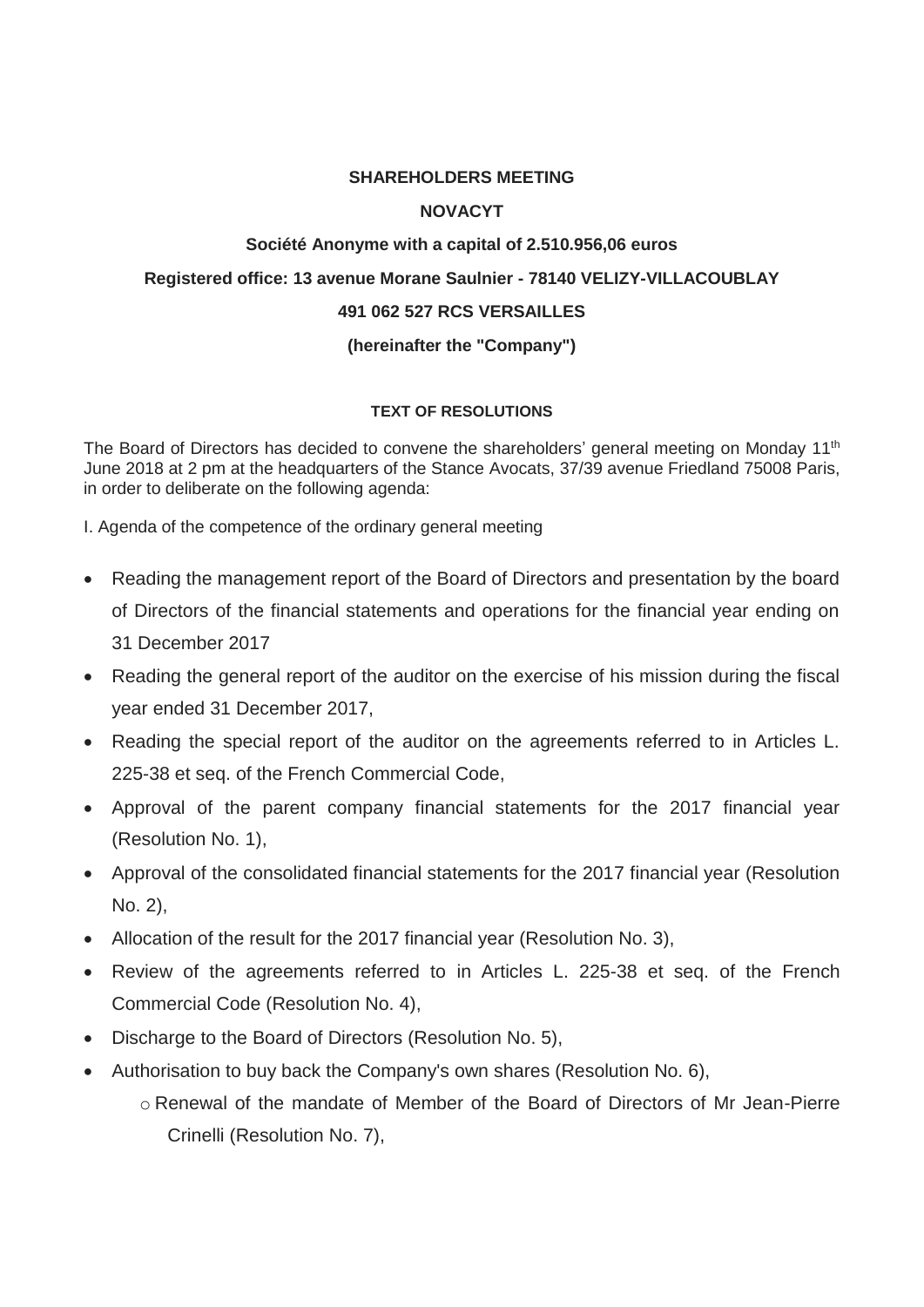**SHAREHOLDERS MEETING**

**NOVACYT**

**Société Anonyme with a capital of 2.510.956,06 euros**

**Registered office: 13 avenue Morane Saulnier - 78140 VELIZY-VILLACOUBLAY**

**491 062 527 RCS VERSAILLES**

**(hereinafter the "Company")**

**TEXT OF RESOLUTIONS**

The Board of Directors has decided to convene the shareholders' general meeting on Monday 11th June 2018 at 2 pm at the headquarters of the Stance Avocats, 37/39 avenue Friedland 75008 Paris, in order to deliberate on the following agenda:

I. Agenda of the competence of the ordinary general meeting

- Reading the management report of the Board of Directors and presentation by the board of Directors of the financial statements and operations for the financial year ending on 31 December 2017
- Reading the general report of the auditor on the exercise of his mission during the fiscal year ended 31 December 2017,
- Reading the special report of the auditor on the agreements referred to in Articles L. 225-38 et seq. of the French Commercial Code,
- Approval of the parent company financial statements for the 2017 financial year (Resolution No. 1),
- Approval of the consolidated financial statements for the 2017 financial year (Resolution No. 2),
- Allocation of the result for the 2017 financial year (Resolution No. 3),
- Review of the agreements referred to in Articles L. 225-38 et seq. of the French Commercial Code (Resolution No. 4),
- Discharge to the Board of Directors (Resolution No. 5),
- Authorisation to buy back the Company's own shares (Resolution No. 6),
  - Renewal of the mandate of Member of the Board of Directors of Mr Jean-Pierre Crinelli (Resolution No. 7),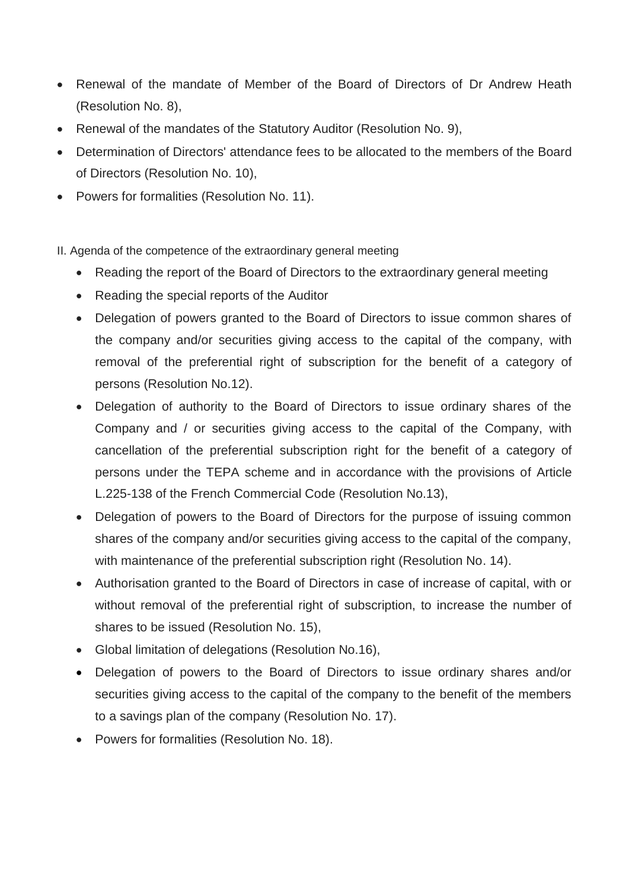- Renewal of the mandate of Member of the Board of Directors of Dr Andrew Heath (Resolution No. 8),
- Renewal of the mandates of the Statutory Auditor (Resolution No. 9),
- Determination of Directors' attendance fees to be allocated to the members of the Board of Directors (Resolution No. 10),
- Powers for formalities (Resolution No. 11).

II. Agenda of the competence of the extraordinary general meeting

- Reading the report of the Board of Directors to the extraordinary general meeting
- Reading the special reports of the Auditor
- Delegation of powers granted to the Board of Directors to issue common shares of the company and/or securities giving access to the capital of the company, with removal of the preferential right of subscription for the benefit of a category of persons (Resolution No.12).
- Delegation of authority to the Board of Directors to issue ordinary shares of the Company and / or securities giving access to the capital of the Company, with cancellation of the preferential subscription right for the benefit of a category of persons under the TEPA scheme and in accordance with the provisions of Article L.225-138 of the French Commercial Code (Resolution No.13),
- Delegation of powers to the Board of Directors for the purpose of issuing common shares of the company and/or securities giving access to the capital of the company, with maintenance of the preferential subscription right (Resolution No. 14).
- Authorisation granted to the Board of Directors in case of increase of capital, with or without removal of the preferential right of subscription, to increase the number of shares to be issued (Resolution No. 15),
- Global limitation of delegations (Resolution No.16),
- Delegation of powers to the Board of Directors to issue ordinary shares and/or securities giving access to the capital of the company to the benefit of the members to a savings plan of the company (Resolution No. 17).
- Powers for formalities (Resolution No. 18).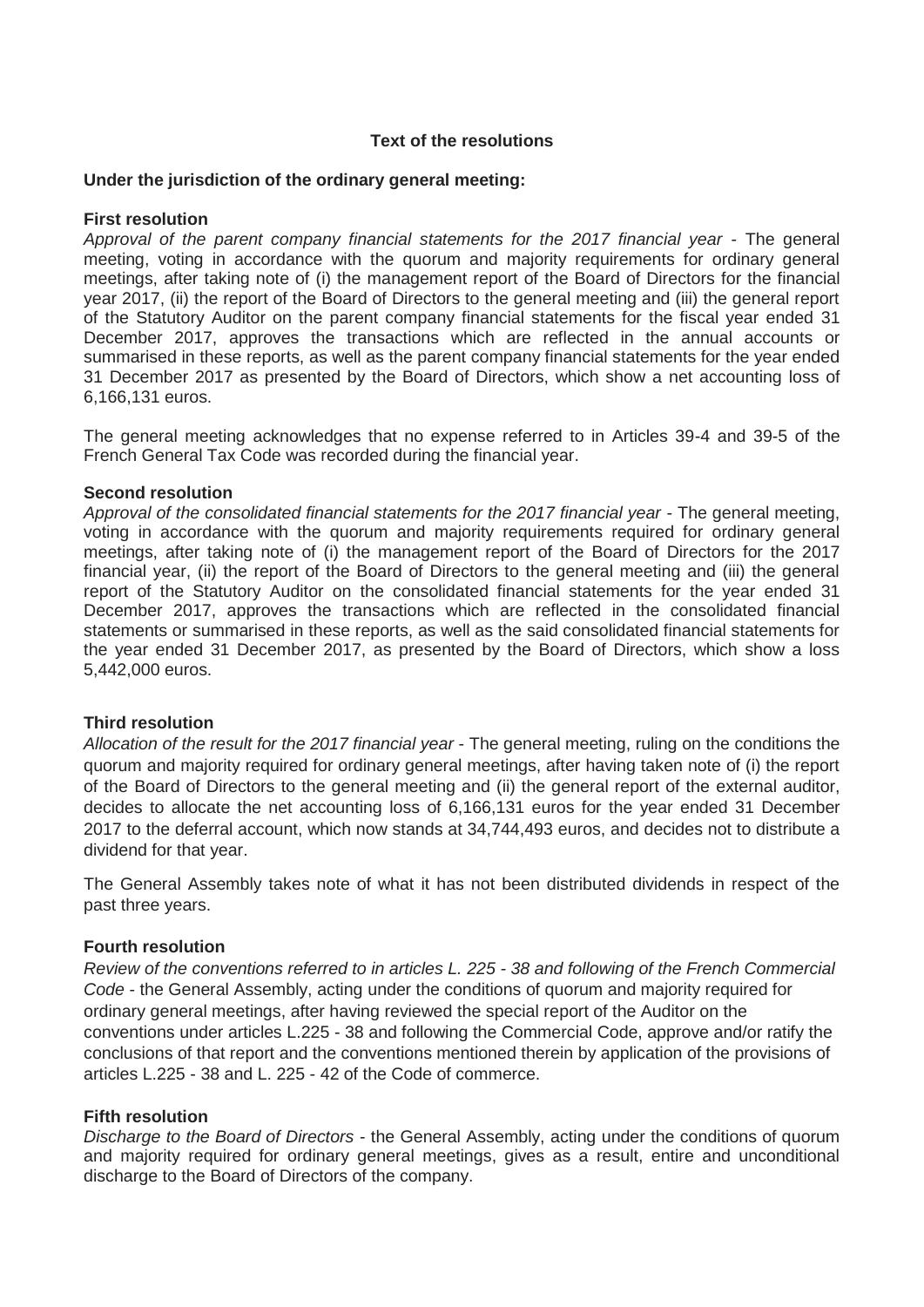## Text of the resolutions

**Under the jurisdiction of the ordinary general meeting:**

**First resolution**

*Approval of the parent company financial statements for the 2017 financial year* - The general meeting, voting in accordance with the quorum and majority requirements for ordinary general meetings, after taking note of (i) the management report of the Board of Directors for the financial year 2017, (ii) the report of the Board of Directors to the general meeting and (iii) the general report of the Statutory Auditor on the parent company financial statements for the fiscal year ended 31 December 2017, approves the transactions which are reflected in the annual accounts or summarised in these reports, as well as the parent company financial statements for the year ended 31 December 2017 as presented by the Board of Directors, which show a net accounting loss of 6,166,131 euros.

The general meeting acknowledges that no expense referred to in Articles 39-4 and 39-5 of the French General Tax Code was recorded during the financial year.

**Second resolution**

*Approval of the consolidated financial statements for the 2017 financial year* - The general meeting, voting in accordance with the quorum and majority requirements required for ordinary general meetings, after taking note of (i) the management report of the Board of Directors for the 2017 financial year, (ii) the report of the Board of Directors to the general meeting and (iii) the general report of the Statutory Auditor on the consolidated financial statements for the year ended 31 December 2017, approves the transactions which are reflected in the consolidated financial statements or summarised in these reports, as well as the said consolidated financial statements for the year ended 31 December 2017, as presented by the Board of Directors, which show a loss 5,442,000 euros.

**Third resolution**

*Allocation of the result for the 2017 financial year* - The general meeting, ruling on the conditions the quorum and majority required for ordinary general meetings, after having taken note of (i) the report of the Board of Directors to the general meeting and (ii) the general report of the external auditor, decides to allocate the net accounting loss of 6,166,131 euros for the year ended 31 December 2017 to the deferral account, which now stands at 34,744,493 euros, and decides not to distribute a dividend for that year.

The General Assembly takes note of what it has not been distributed dividends in respect of the past three years.

**Fourth resolution**

*Review of the conventions referred to in articles L. 225 - 38 and following of the French Commercial Code* - the General Assembly, acting under the conditions of quorum and majority required for ordinary general meetings, after having reviewed the special report of the Auditor on the conventions under articles L.225 - 38 and following the Commercial Code, approve and/or ratify the conclusions of that report and the conventions mentioned therein by application of the provisions of articles L.225 - 38 and L. 225 - 42 of the Code of commerce.

**Fifth resolution**

*Discharge to the Board of Directors* - the General Assembly, acting under the conditions of quorum and majority required for ordinary general meetings, gives as a result, entire and unconditional discharge to the Board of Directors of the company.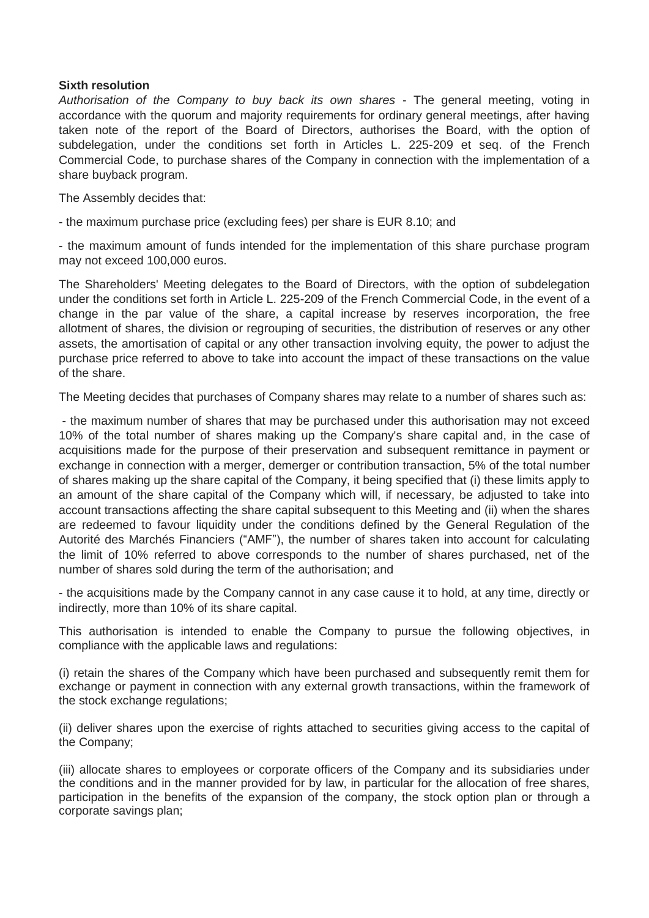**Sixth resolution**

*Authorisation of the Company to buy back its own shares* - The general meeting, voting in accordance with the quorum and majority requirements for ordinary general meetings, after having taken note of the report of the Board of Directors, authorises the Board, with the option of subdelegation, under the conditions set forth in Articles L. 225-209 et seq. of the French Commercial Code, to purchase shares of the Company in connection with the implementation of a share buyback program.

The Assembly decides that:

- the maximum purchase price (excluding fees) per share is EUR 8.10; and

- the maximum amount of funds intended for the implementation of this share purchase program may not exceed 100,000 euros.

The Shareholders' Meeting delegates to the Board of Directors, with the option of subdelegation under the conditions set forth in Article L. 225-209 of the French Commercial Code, in the event of a change in the par value of the share, a capital increase by reserves incorporation, the free allotment of shares, the division or regrouping of securities, the distribution of reserves or any other assets, the amortisation of capital or any other transaction involving equity, the power to adjust the purchase price referred to above to take into account the impact of these transactions on the value of the share.

The Meeting decides that purchases of Company shares may relate to a number of shares such as:

- the maximum number of shares that may be purchased under this authorisation may not exceed 10% of the total number of shares making up the Company's share capital and, in the case of acquisitions made for the purpose of their preservation and subsequent remittance in payment or exchange in connection with a merger, demerger or contribution transaction, 5% of the total number of shares making up the share capital of the Company, it being specified that (i) these limits apply to an amount of the share capital of the Company which will, if necessary, be adjusted to take into account transactions affecting the share capital subsequent to this Meeting and (ii) when the shares are redeemed to favour liquidity under the conditions defined by the General Regulation of the Autorité des Marchés Financiers ("AMF"), the number of shares taken into account for calculating the limit of 10% referred to above corresponds to the number of shares purchased, net of the number of shares sold during the term of the authorisation; and

- the acquisitions made by the Company cannot in any case cause it to hold, at any time, directly or indirectly, more than 10% of its share capital.

This authorisation is intended to enable the Company to pursue the following objectives, in compliance with the applicable laws and regulations:

(i) retain the shares of the Company which have been purchased and subsequently remit them for exchange or payment in connection with any external growth transactions, within the framework of the stock exchange regulations;

(ii) deliver shares upon the exercise of rights attached to securities giving access to the capital of the Company;

(iii) allocate shares to employees or corporate officers of the Company and its subsidiaries under the conditions and in the manner provided for by law, in particular for the allocation of free shares, participation in the benefits of the expansion of the company, the stock option plan or through a corporate savings plan;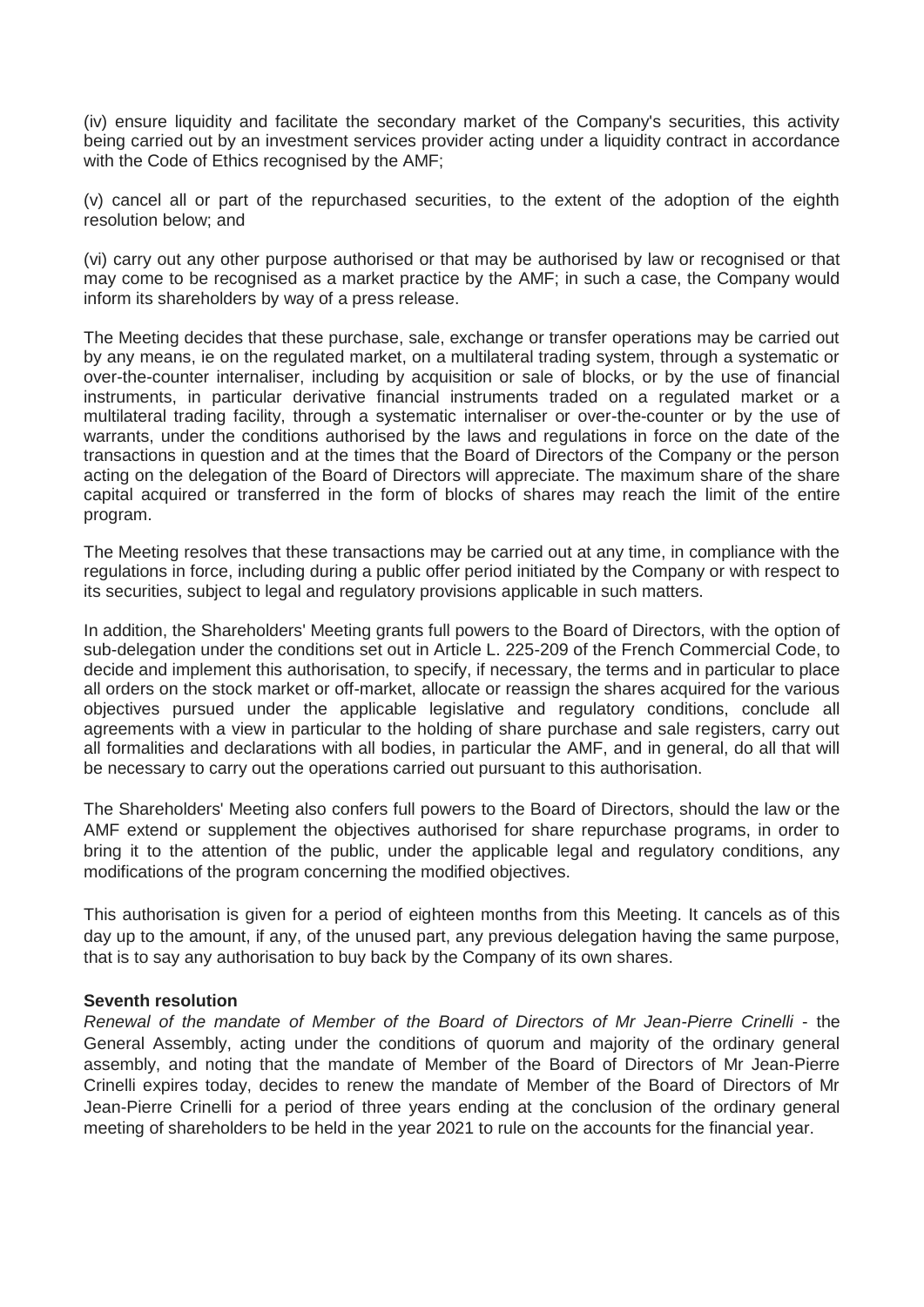(iv) ensure liquidity and facilitate the secondary market of the Company's securities, this activity being carried out by an investment services provider acting under a liquidity contract in accordance with the Code of Ethics recognised by the AMF;

(v) cancel all or part of the repurchased securities, to the extent of the adoption of the eighth resolution below; and

(vi) carry out any other purpose authorised or that may be authorised by law or recognised or that may come to be recognised as a market practice by the AMF; in such a case, the Company would inform its shareholders by way of a press release.

The Meeting decides that these purchase, sale, exchange or transfer operations may be carried out by any means, ie on the regulated market, on a multilateral trading system, through a systematic or over-the-counter internaliser, including by acquisition or sale of blocks, or by the use of financial instruments, in particular derivative financial instruments traded on a regulated market or a multilateral trading facility, through a systematic internaliser or over-the-counter or by the use of warrants, under the conditions authorised by the laws and regulations in force on the date of the transactions in question and at the times that the Board of Directors of the Company or the person acting on the delegation of the Board of Directors will appreciate. The maximum share of the share capital acquired or transferred in the form of blocks of shares may reach the limit of the entire program.

The Meeting resolves that these transactions may be carried out at any time, in compliance with the regulations in force, including during a public offer period initiated by the Company or with respect to its securities, subject to legal and regulatory provisions applicable in such matters.

In addition, the Shareholders' Meeting grants full powers to the Board of Directors, with the option of sub-delegation under the conditions set out in Article L. 225-209 of the French Commercial Code, to decide and implement this authorisation, to specify, if necessary, the terms and in particular to place all orders on the stock market or off-market, allocate or reassign the shares acquired for the various objectives pursued under the applicable legislative and regulatory conditions, conclude all agreements with a view in particular to the holding of share purchase and sale registers, carry out all formalities and declarations with all bodies, in particular the AMF, and in general, do all that will be necessary to carry out the operations carried out pursuant to this authorisation.

The Shareholders' Meeting also confers full powers to the Board of Directors, should the law or the AMF extend or supplement the objectives authorised for share repurchase programs, in order to bring it to the attention of the public, under the applicable legal and regulatory conditions, any modifications of the program concerning the modified objectives.

This authorisation is given for a period of eighteen months from this Meeting. It cancels as of this day up to the amount, if any, of the unused part, any previous delegation having the same purpose, that is to say any authorisation to buy back by the Company of its own shares.

**Seventh resolution**

*Renewal of the mandate of Member of the Board of Directors of Mr Jean-Pierre Crinelli* - the General Assembly, acting under the conditions of quorum and majority of the ordinary general assembly, and noting that the mandate of Member of the Board of Directors of Mr Jean-Pierre Crinelli expires today, decides to renew the mandate of Member of the Board of Directors of Mr Jean-Pierre Crinelli for a period of three years ending at the conclusion of the ordinary general meeting of shareholders to be held in the year 2021 to rule on the accounts for the financial year.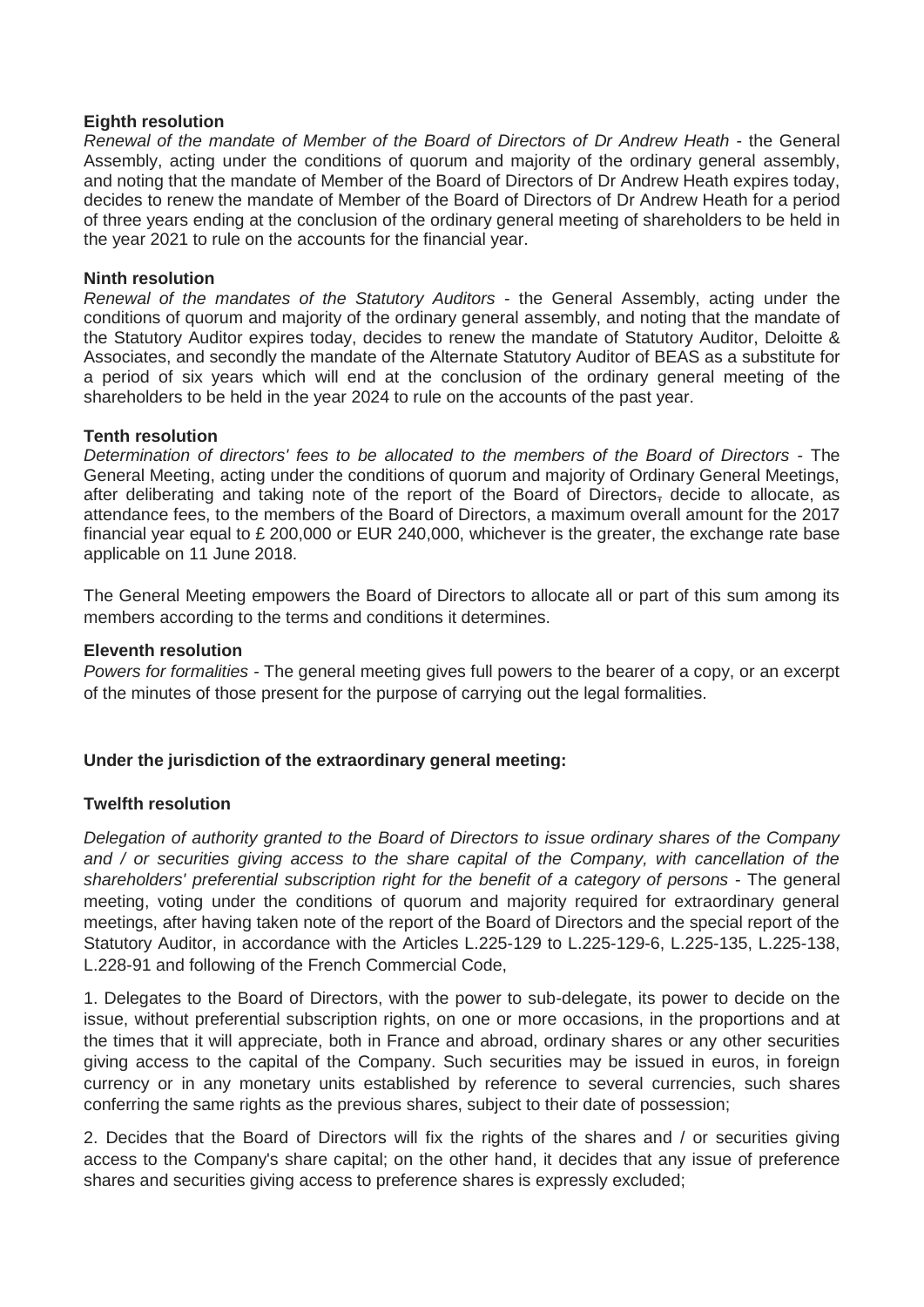**Eighth resolution**

*Renewal of the mandate of Member of the Board of Directors of Dr Andrew Heath* - the General Assembly, acting under the conditions of quorum and majority of the ordinary general assembly, and noting that the mandate of Member of the Board of Directors of Dr Andrew Heath expires today, decides to renew the mandate of Member of the Board of Directors of Dr Andrew Heath for a period of three years ending at the conclusion of the ordinary general meeting of shareholders to be held in the year 2021 to rule on the accounts for the financial year.

**Ninth resolution**

*Renewal of the mandates of the Statutory Auditors* - the General Assembly, acting under the conditions of quorum and majority of the ordinary general assembly, and noting that the mandate of the Statutory Auditor expires today, decides to renew the mandate of Statutory Auditor, Deloitte & Associates, and secondly the mandate of the Alternate Statutory Auditor of BEAS as a substitute for a period of six years which will end at the conclusion of the ordinary general meeting of the shareholders to be held in the year 2024 to rule on the accounts of the past year.

**Tenth resolution**

*Determination of directors' fees to be allocated to the members of the Board of Directors* - The General Meeting, acting under the conditions of quorum and majority of Ordinary General Meetings, after deliberating and taking note of the report of the Board of Directors, decide to allocate, as attendance fees, to the members of the Board of Directors, a maximum overall amount for the 2017 financial year equal to £ 200,000 or EUR 240,000, whichever is the greater, the exchange rate base applicable on 11 June 2018.

The General Meeting empowers the Board of Directors to allocate all or part of this sum among its members according to the terms and conditions it determines.

**Eleventh resolution**

*Powers for formalities* - The general meeting gives full powers to the bearer of a copy, or an excerpt of the minutes of those present for the purpose of carrying out the legal formalities.

**Under the jurisdiction of the extraordinary general meeting:**

**Twelfth resolution**

*Delegation of authority granted to the Board of Directors to issue ordinary shares of the Company and / or securities giving access to the share capital of the Company, with cancellation of the shareholders' preferential subscription right for the benefit of a category of persons* - The general meeting, voting under the conditions of quorum and majority required for extraordinary general meetings, after having taken note of the report of the Board of Directors and the special report of the Statutory Auditor, in accordance with the Articles L.225-129 to L.225-129-6, L.225-135, L.225-138, L.228-91 and following of the French Commercial Code,

1. Delegates to the Board of Directors, with the power to sub-delegate, its power to decide on the issue, without preferential subscription rights, on one or more occasions, in the proportions and at the times that it will appreciate, both in France and abroad, ordinary shares or any other securities giving access to the capital of the Company. Such securities may be issued in euros, in foreign currency or in any monetary units established by reference to several currencies, such shares conferring the same rights as the previous shares, subject to their date of possession;

2. Decides that the Board of Directors will fix the rights of the shares and / or securities giving access to the Company's share capital; on the other hand, it decides that any issue of preference shares and securities giving access to preference shares is expressly excluded;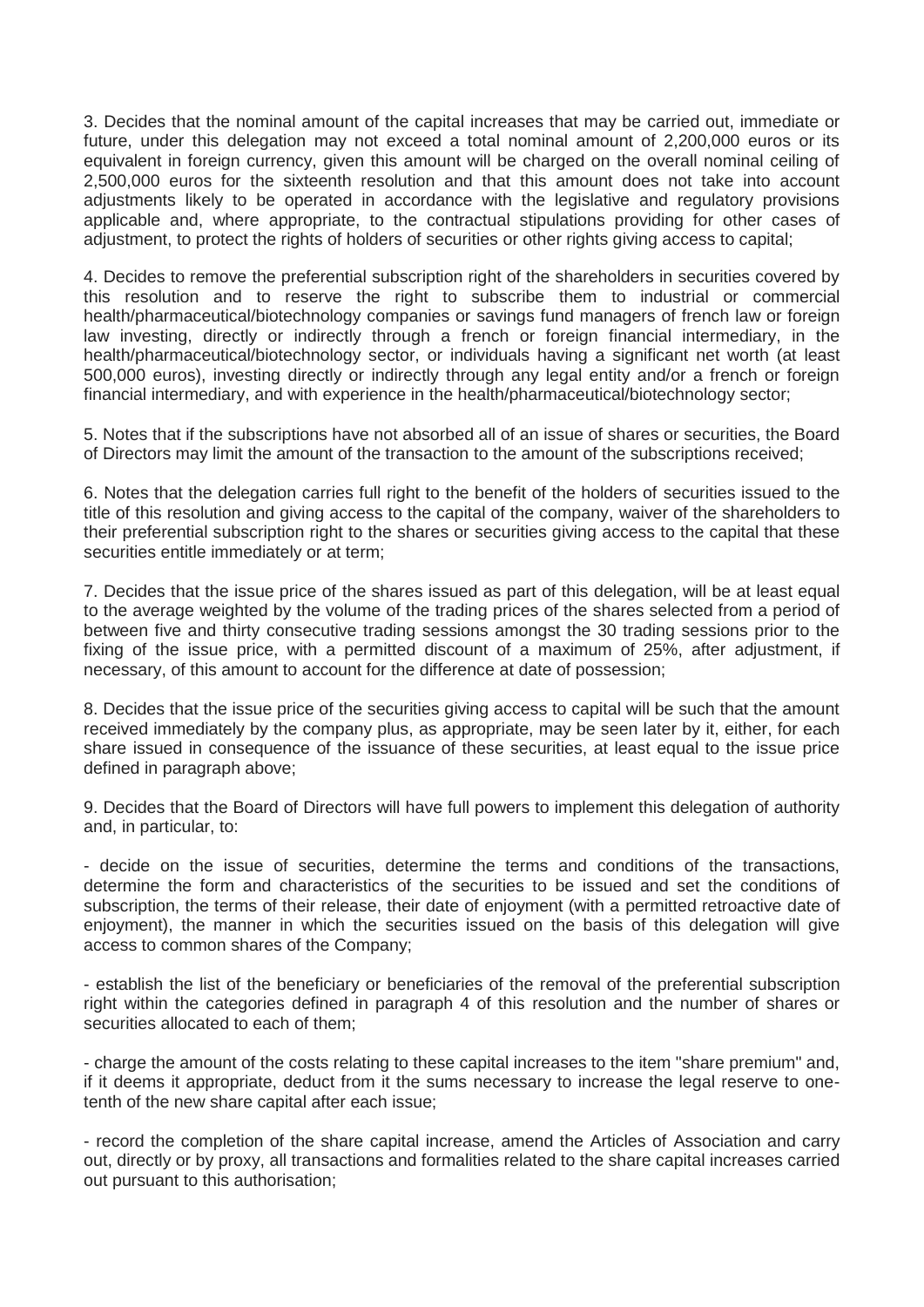3. Decides that the nominal amount of the capital increases that may be carried out, immediate or future, under this delegation may not exceed a total nominal amount of 2,200,000 euros or its equivalent in foreign currency, given this amount will be charged on the overall nominal ceiling of 2,500,000 euros for the sixteenth resolution and that this amount does not take into account adjustments likely to be operated in accordance with the legislative and regulatory provisions applicable and, where appropriate, to the contractual stipulations providing for other cases of adjustment, to protect the rights of holders of securities or other rights giving access to capital;

4. Decides to remove the preferential subscription right of the shareholders in securities covered by this resolution and to reserve the right to subscribe them to industrial or commercial health/pharmaceutical/biotechnology companies or savings fund managers of french law or foreign law investing, directly or indirectly through a french or foreign financial intermediary, in the health/pharmaceutical/biotechnology sector, or individuals having a significant net worth (at least 500,000 euros), investing directly or indirectly through any legal entity and/or a french or foreign financial intermediary, and with experience in the health/pharmaceutical/biotechnology sector;

5. Notes that if the subscriptions have not absorbed all of an issue of shares or securities, the Board of Directors may limit the amount of the transaction to the amount of the subscriptions received;

6. Notes that the delegation carries full right to the benefit of the holders of securities issued to the title of this resolution and giving access to the capital of the company, waiver of the shareholders to their preferential subscription right to the shares or securities giving access to the capital that these securities entitle immediately or at term;

7. Decides that the issue price of the shares issued as part of this delegation, will be at least equal to the average weighted by the volume of the trading prices of the shares selected from a period of between five and thirty consecutive trading sessions amongst the 30 trading sessions prior to the fixing of the issue price, with a permitted discount of a maximum of 25%, after adjustment, if necessary, of this amount to account for the difference at date of possession;

8. Decides that the issue price of the securities giving access to capital will be such that the amount received immediately by the company plus, as appropriate, may be seen later by it, either, for each share issued in consequence of the issuance of these securities, at least equal to the issue price defined in paragraph above;

9. Decides that the Board of Directors will have full powers to implement this delegation of authority and, in particular, to:

- decide on the issue of securities, determine the terms and conditions of the transactions, determine the form and characteristics of the securities to be issued and set the conditions of subscription, the terms of their release, their date of enjoyment (with a permitted retroactive date of enjoyment), the manner in which the securities issued on the basis of this delegation will give access to common shares of the Company;

- establish the list of the beneficiary or beneficiaries of the removal of the preferential subscription right within the categories defined in paragraph 4 of this resolution and the number of shares or securities allocated to each of them;

- charge the amount of the costs relating to these capital increases to the item "share premium" and, if it deems it appropriate, deduct from it the sums necessary to increase the legal reserve to one-tenth of the new share capital after each issue;

- record the completion of the share capital increase, amend the Articles of Association and carry out, directly or by proxy, all transactions and formalities related to the share capital increases carried out pursuant to this authorisation;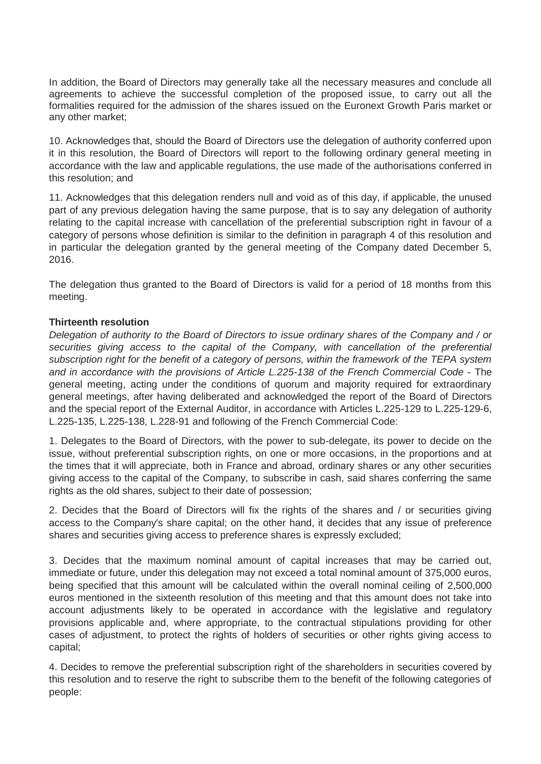In addition, the Board of Directors may generally take all the necessary measures and conclude all agreements to achieve the successful completion of the proposed issue, to carry out all the formalities required for the admission of the shares issued on the Euronext Growth Paris market or any other market;

10. Acknowledges that, should the Board of Directors use the delegation of authority conferred upon it in this resolution, the Board of Directors will report to the following ordinary general meeting in accordance with the law and applicable regulations, the use made of the authorisations conferred in this resolution; and

11. Acknowledges that this delegation renders null and void as of this day, if applicable, the unused part of any previous delegation having the same purpose, that is to say any delegation of authority relating to the capital increase with cancellation of the preferential subscription right in favour of a category of persons whose definition is similar to the definition in paragraph 4 of this resolution and in particular the delegation granted by the general meeting of the Company dated December 5, 2016.

The delegation thus granted to the Board of Directors is valid for a period of 18 months from this meeting.

**Thirteenth resolution**

*Delegation of authority to the Board of Directors to issue ordinary shares of the Company and / or securities giving access to the capital of the Company, with cancellation of the preferential subscription right for the benefit of a category of persons, within the framework of the TEPA system and in accordance with the provisions of Article L.225-138 of the French Commercial Code* - The general meeting, acting under the conditions of quorum and majority required for extraordinary general meetings, after having deliberated and acknowledged the report of the Board of Directors and the special report of the External Auditor, in accordance with Articles L.225-129 to L.225-129-6, L.225-135, L.225-138, L.228-91 and following of the French Commercial Code:

1. Delegates to the Board of Directors, with the power to sub-delegate, its power to decide on the issue, without preferential subscription rights, on one or more occasions, in the proportions and at the times that it will appreciate, both in France and abroad, ordinary shares or any other securities giving access to the capital of the Company, to subscribe in cash, said shares conferring the same rights as the old shares, subject to their date of possession;

2. Decides that the Board of Directors will fix the rights of the shares and / or securities giving access to the Company's share capital; on the other hand, it decides that any issue of preference shares and securities giving access to preference shares is expressly excluded;

3. Decides that the maximum nominal amount of capital increases that may be carried out, immediate or future, under this delegation may not exceed a total nominal amount of 375,000 euros, being specified that this amount will be calculated within the overall nominal ceiling of 2,500,000 euros mentioned in the sixteenth resolution of this meeting and that this amount does not take into account adjustments likely to be operated in accordance with the legislative and regulatory provisions applicable and, where appropriate, to the contractual stipulations providing for other cases of adjustment, to protect the rights of holders of securities or other rights giving access to capital;

4. Decides to remove the preferential subscription right of the shareholders in securities covered by this resolution and to reserve the right to subscribe them to the benefit of the following categories of people: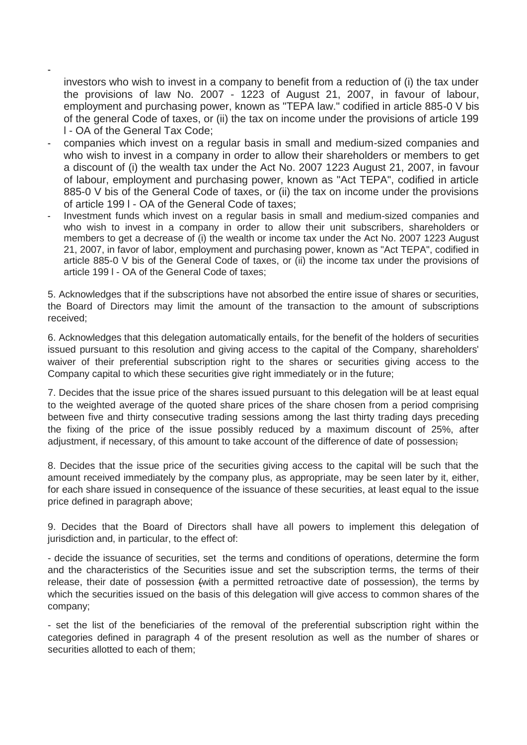- investors who wish to invest in a company to benefit from a reduction of (i) the tax under the provisions of law No. 2007 - 1223 of August 21, 2007, in favour of labour, employment and purchasing power, known as "TEPA law." codified in article 885-0 V bis of the general Code of taxes, or (ii) the tax on income under the provisions of article 199 l - OA of the General Tax Code;
- companies which invest on a regular basis in small and medium-sized companies and who wish to invest in a company in order to allow their shareholders or members to get a discount of (i) the wealth tax under the Act No. 2007 1223 August 21, 2007, in favour of labour, employment and purchasing power, known as "Act TEPA", codified in article 885-0 V bis of the General Code of taxes, or (ii) the tax on income under the provisions of article 199 l - OA of the General Code of taxes;
- Investment funds which invest on a regular basis in small and medium-sized companies and who wish to invest in a company in order to allow their unit subscribers, shareholders or members to get a decrease of (i) the wealth or income tax under the Act No. 2007 1223 August 21, 2007, in favor of labor, employment and purchasing power, known as "Act TEPA", codified in article 885-0 V bis of the General Code of taxes, or (ii) the income tax under the provisions of article 199 l - OA of the General Code of taxes;

5. Acknowledges that if the subscriptions have not absorbed the entire issue of shares or securities, the Board of Directors may limit the amount of the transaction to the amount of subscriptions received;

6. Acknowledges that this delegation automatically entails, for the benefit of the holders of securities issued pursuant to this resolution and giving access to the capital of the Company, shareholders' waiver of their preferential subscription right to the shares or securities giving access to the Company capital to which these securities give right immediately or in the future;

7. Decides that the issue price of the shares issued pursuant to this delegation will be at least equal to the weighted average of the quoted share prices of the share chosen from a period comprising between five and thirty consecutive trading sessions among the last thirty trading days preceding the fixing of the price of the issue possibly reduced by a maximum discount of 25%, after adjustment, if necessary, of this amount to take account of the difference of date of possession;

8. Decides that the issue price of the securities giving access to the capital will be such that the amount received immediately by the company plus, as appropriate, may be seen later by it, either, for each share issued in consequence of the issuance of these securities, at least equal to the issue price defined in paragraph above;

9. Decides that the Board of Directors shall have all powers to implement this delegation of jurisdiction and, in particular, to the effect of:

- decide the issuance of securities, set the terms and conditions of operations, determine the form and the characteristics of the Securities issue and set the subscription terms, the terms of their release, their date of possession (with a permitted retroactive date of possession), the terms by which the securities issued on the basis of this delegation will give access to common shares of the company;

- set the list of the beneficiaries of the removal of the preferential subscription right within the categories defined in paragraph 4 of the present resolution as well as the number of shares or securities allotted to each of them;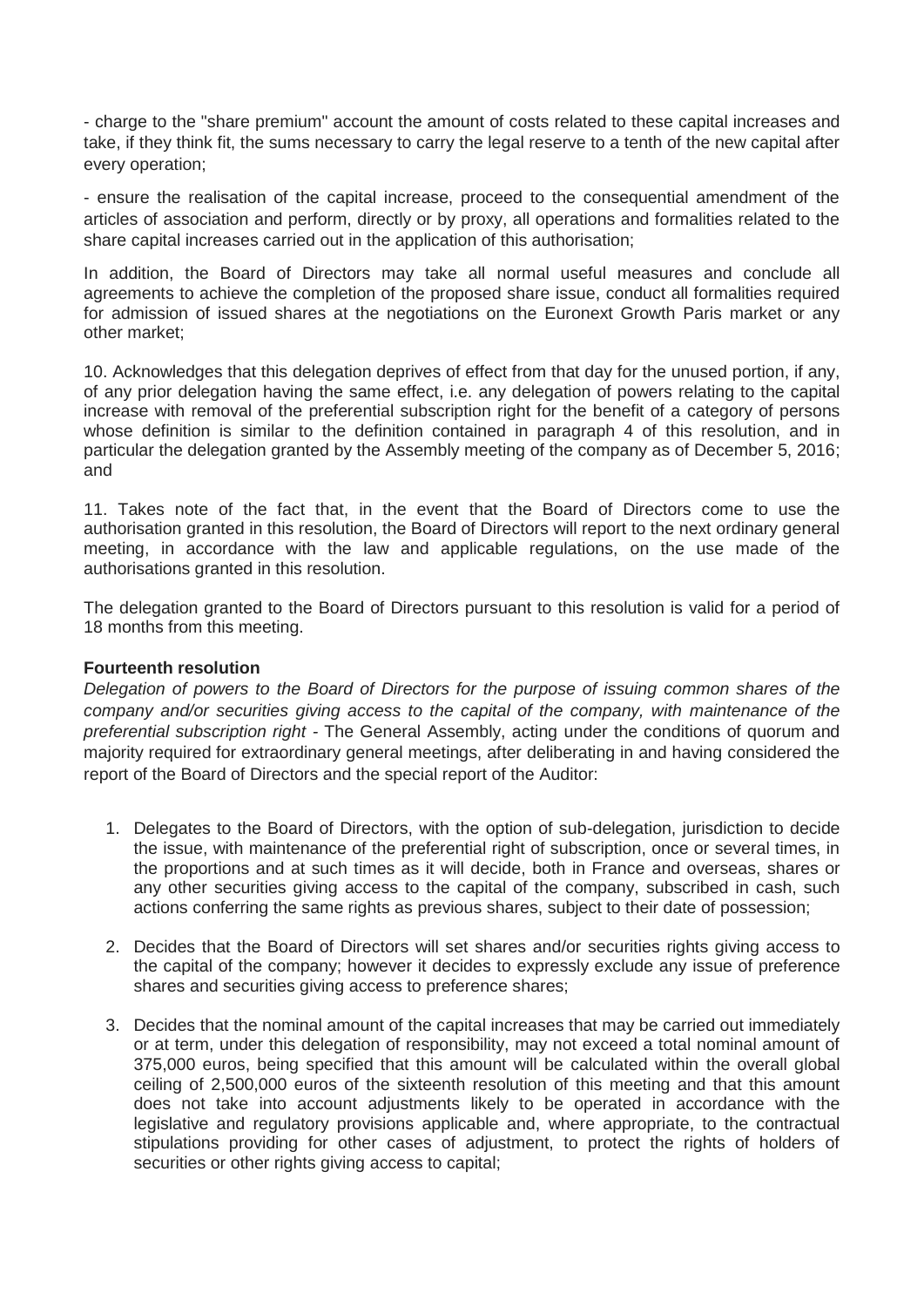- charge to the "share premium" account the amount of costs related to these capital increases and take, if they think fit, the sums necessary to carry the legal reserve to a tenth of the new capital after every operation;

- ensure the realisation of the capital increase, proceed to the consequential amendment of the articles of association and perform, directly or by proxy, all operations and formalities related to the share capital increases carried out in the application of this authorisation;

In addition, the Board of Directors may take all normal useful measures and conclude all agreements to achieve the completion of the proposed share issue, conduct all formalities required for admission of issued shares at the negotiations on the Euronext Growth Paris market or any other market;

10. Acknowledges that this delegation deprives of effect from that day for the unused portion, if any, of any prior delegation having the same effect, i.e. any delegation of powers relating to the capital increase with removal of the preferential subscription right for the benefit of a category of persons whose definition is similar to the definition contained in paragraph 4 of this resolution, and in particular the delegation granted by the Assembly meeting of the company as of December 5, 2016; and

11. Takes note of the fact that, in the event that the Board of Directors come to use the authorisation granted in this resolution, the Board of Directors will report to the next ordinary general meeting, in accordance with the law and applicable regulations, on the use made of the authorisations granted in this resolution.

The delegation granted to the Board of Directors pursuant to this resolution is valid for a period of 18 months from this meeting.

**Fourteenth resolution**

*Delegation of powers to the Board of Directors for the purpose of issuing common shares of the company and/or securities giving access to the capital of the company, with maintenance of the preferential subscription right* - The General Assembly, acting under the conditions of quorum and majority required for extraordinary general meetings, after deliberating in and having considered the report of the Board of Directors and the special report of the Auditor:

1. Delegates to the Board of Directors, with the option of sub-delegation, jurisdiction to decide the issue, with maintenance of the preferential right of subscription, once or several times, in the proportions and at such times as it will decide, both in France and overseas, shares or any other securities giving access to the capital of the company, subscribed in cash, such actions conferring the same rights as previous shares, subject to their date of possession;

2. Decides that the Board of Directors will set shares and/or securities rights giving access to the capital of the company; however it decides to expressly exclude any issue of preference shares and securities giving access to preference shares;

3. Decides that the nominal amount of the capital increases that may be carried out immediately or at term, under this delegation of responsibility, may not exceed a total nominal amount of 375,000 euros, being specified that this amount will be calculated within the overall global ceiling of 2,500,000 euros of the sixteenth resolution of this meeting and that this amount does not take into account adjustments likely to be operated in accordance with the legislative and regulatory provisions applicable and, where appropriate, to the contractual stipulations providing for other cases of adjustment, to protect the rights of holders of securities or other rights giving access to capital;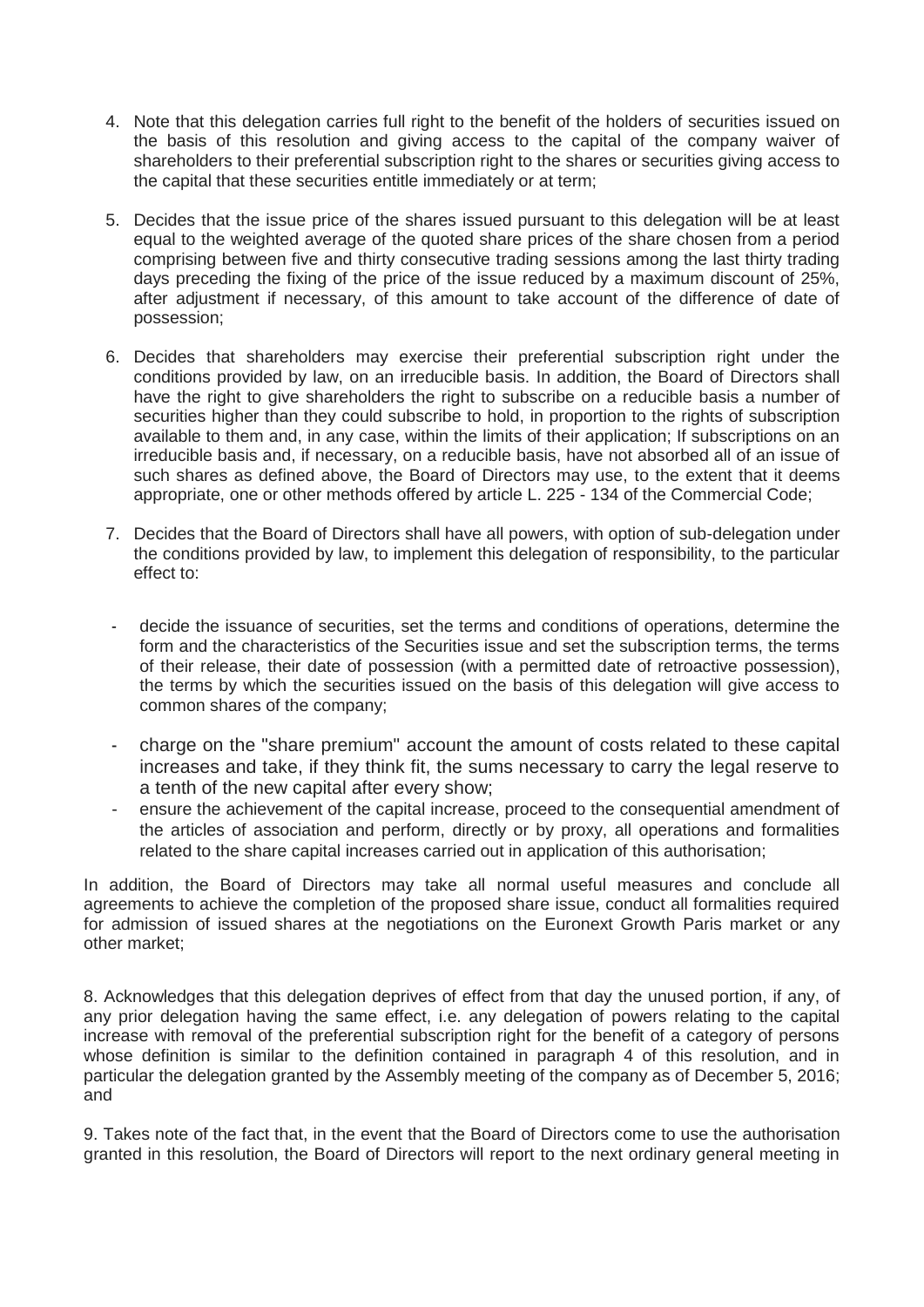4. Note that this delegation carries full right to the benefit of the holders of securities issued on the basis of this resolution and giving access to the capital of the company waiver of shareholders to their preferential subscription right to the shares or securities giving access to the capital that these securities entitle immediately or at term;

5. Decides that the issue price of the shares issued pursuant to this delegation will be at least equal to the weighted average of the quoted share prices of the share chosen from a period comprising between five and thirty consecutive trading sessions among the last thirty trading days preceding the fixing of the price of the issue reduced by a maximum discount of 25%, after adjustment if necessary, of this amount to take account of the difference of date of possession;

6. Decides that shareholders may exercise their preferential subscription right under the conditions provided by law, on an irreducible basis. In addition, the Board of Directors shall have the right to give shareholders the right to subscribe on a reducible basis a number of securities higher than they could subscribe to hold, in proportion to the rights of subscription available to them and, in any case, within the limits of their application; If subscriptions on an irreducible basis and, if necessary, on a reducible basis, have not absorbed all of an issue of such shares as defined above, the Board of Directors may use, to the extent that it deems appropriate, one or other methods offered by article L. 225 - 134 of the Commercial Code;

7. Decides that the Board of Directors shall have all powers, with option of sub-delegation under the conditions provided by law, to implement this delegation of responsibility, to the particular effect to:

- decide the issuance of securities, set the terms and conditions of operations, determine the form and the characteristics of the Securities issue and set the subscription terms, the terms of their release, their date of possession (with a permitted date of retroactive possession), the terms by which the securities issued on the basis of this delegation will give access to common shares of the company;
- charge on the "share premium" account the amount of costs related to these capital increases and take, if they think fit, the sums necessary to carry the legal reserve to a tenth of the new capital after every show;
- ensure the achievement of the capital increase, proceed to the consequential amendment of the articles of association and perform, directly or by proxy, all operations and formalities related to the share capital increases carried out in application of this authorisation;

In addition, the Board of Directors may take all normal useful measures and conclude all agreements to achieve the completion of the proposed share issue, conduct all formalities required for admission of issued shares at the negotiations on the Euronext Growth Paris market or any other market;

8. Acknowledges that this delegation deprives of effect from that day the unused portion, if any, of any prior delegation having the same effect, i.e. any delegation of powers relating to the capital increase with removal of the preferential subscription right for the benefit of a category of persons whose definition is similar to the definition contained in paragraph 4 of this resolution, and in particular the delegation granted by the Assembly meeting of the company as of December 5, 2016; and

9. Takes note of the fact that, in the event that the Board of Directors come to use the authorisation granted in this resolution, the Board of Directors will report to the next ordinary general meeting in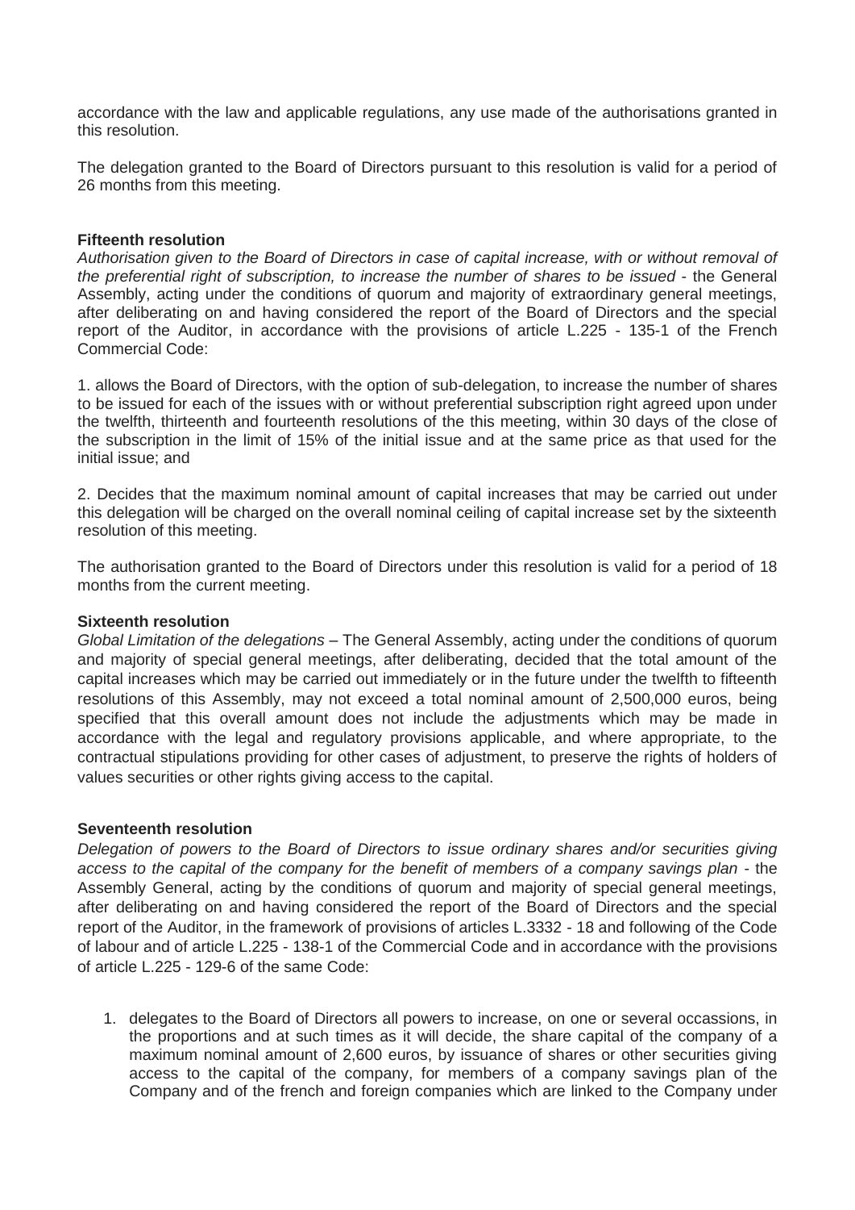accordance with the law and applicable regulations, any use made of the authorisations granted in this resolution.

The delegation granted to the Board of Directors pursuant to this resolution is valid for a period of 26 months from this meeting.

**Fifteenth resolution**

*Authorisation given to the Board of Directors in case of capital increase, with or without removal of the preferential right of subscription, to increase the number of shares to be issued* - the General Assembly, acting under the conditions of quorum and majority of extraordinary general meetings, after deliberating on and having considered the report of the Board of Directors and the special report of the Auditor, in accordance with the provisions of article L.225 - 135-1 of the French Commercial Code:

1. allows the Board of Directors, with the option of sub-delegation, to increase the number of shares to be issued for each of the issues with or without preferential subscription right agreed upon under the twelfth, thirteenth and fourteenth resolutions of the this meeting, within 30 days of the close of the subscription in the limit of 15% of the initial issue and at the same price as that used for the initial issue; and

2. Decides that the maximum nominal amount of capital increases that may be carried out under this delegation will be charged on the overall nominal ceiling of capital increase set by the sixteenth resolution of this meeting.

The authorisation granted to the Board of Directors under this resolution is valid for a period of 18 months from the current meeting.

**Sixteenth resolution**

*Global Limitation of the delegations* – The General Assembly, acting under the conditions of quorum and majority of special general meetings, after deliberating, decided that the total amount of the capital increases which may be carried out immediately or in the future under the twelfth to fifteenth resolutions of this Assembly, may not exceed a total nominal amount of 2,500,000 euros, being specified that this overall amount does not include the adjustments which may be made in accordance with the legal and regulatory provisions applicable, and where appropriate, to the contractual stipulations providing for other cases of adjustment, to preserve the rights of holders of values securities or other rights giving access to the capital.

**Seventeenth resolution**

*Delegation of powers to the Board of Directors to issue ordinary shares and/or securities giving access to the capital of the company for the benefit of members of a company savings plan* - the Assembly General, acting by the conditions of quorum and majority of special general meetings, after deliberating on and having considered the report of the Board of Directors and the special report of the Auditor, in the framework of provisions of articles L.3332 - 18 and following of the Code of labour and of article L.225 - 138-1 of the Commercial Code and in accordance with the provisions of article L.225 - 129-6 of the same Code:

1. delegates to the Board of Directors all powers to increase, on one or several occassions, in the proportions and at such times as it will decide, the share capital of the company of a maximum nominal amount of 2,600 euros, by issuance of shares or other securities giving access to the capital of the company, for members of a company savings plan of the Company and of the french and foreign companies which are linked to the Company under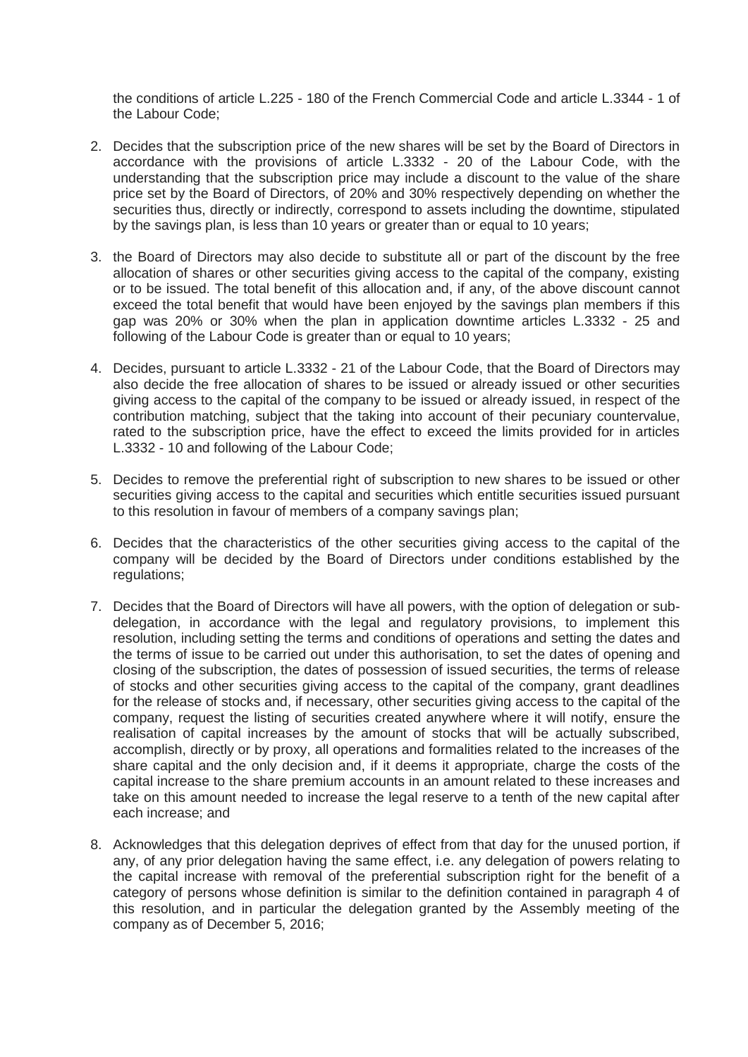the conditions of article L.225 - 180 of the French Commercial Code and article L.3344 - 1 of the Labour Code;

2. Decides that the subscription price of the new shares will be set by the Board of Directors in accordance with the provisions of article L.3332 - 20 of the Labour Code, with the understanding that the subscription price may include a discount to the value of the share price set by the Board of Directors, of 20% and 30% respectively depending on whether the securities thus, directly or indirectly, correspond to assets including the downtime, stipulated by the savings plan, is less than 10 years or greater than or equal to 10 years;

3. the Board of Directors may also decide to substitute all or part of the discount by the free allocation of shares or other securities giving access to the capital of the company, existing or to be issued. The total benefit of this allocation and, if any, of the above discount cannot exceed the total benefit that would have been enjoyed by the savings plan members if this gap was 20% or 30% when the plan in application downtime articles L.3332 - 25 and following of the Labour Code is greater than or equal to 10 years;

4. Decides, pursuant to article L.3332 - 21 of the Labour Code, that the Board of Directors may also decide the free allocation of shares to be issued or already issued or other securities giving access to the capital of the company to be issued or already issued, in respect of the contribution matching, subject that the taking into account of their pecuniary countervalue, rated to the subscription price, have the effect to exceed the limits provided for in articles L.3332 - 10 and following of the Labour Code;

5. Decides to remove the preferential right of subscription to new shares to be issued or other securities giving access to the capital and securities which entitle securities issued pursuant to this resolution in favour of members of a company savings plan;

6. Decides that the characteristics of the other securities giving access to the capital of the company will be decided by the Board of Directors under conditions established by the regulations;

7. Decides that the Board of Directors will have all powers, with the option of delegation or sub-delegation, in accordance with the legal and regulatory provisions, to implement this resolution, including setting the terms and conditions of operations and setting the dates and the terms of issue to be carried out under this authorisation, to set the dates of opening and closing of the subscription, the dates of possession of issued securities, the terms of release of stocks and other securities giving access to the capital of the company, grant deadlines for the release of stocks and, if necessary, other securities giving access to the capital of the company, request the listing of securities created anywhere where it will notify, ensure the realisation of capital increases by the amount of stocks that will be actually subscribed, accomplish, directly or by proxy, all operations and formalities related to the increases of the share capital and the only decision and, if it deems it appropriate, charge the costs of the capital increase to the share premium accounts in an amount related to these increases and take on this amount needed to increase the legal reserve to a tenth of the new capital after each increase; and

8. Acknowledges that this delegation deprives of effect from that day for the unused portion, if any, of any prior delegation having the same effect, i.e. any delegation of powers relating to the capital increase with removal of the preferential subscription right for the benefit of a category of persons whose definition is similar to the definition contained in paragraph 4 of this resolution, and in particular the delegation granted by the Assembly meeting of the company as of December 5, 2016;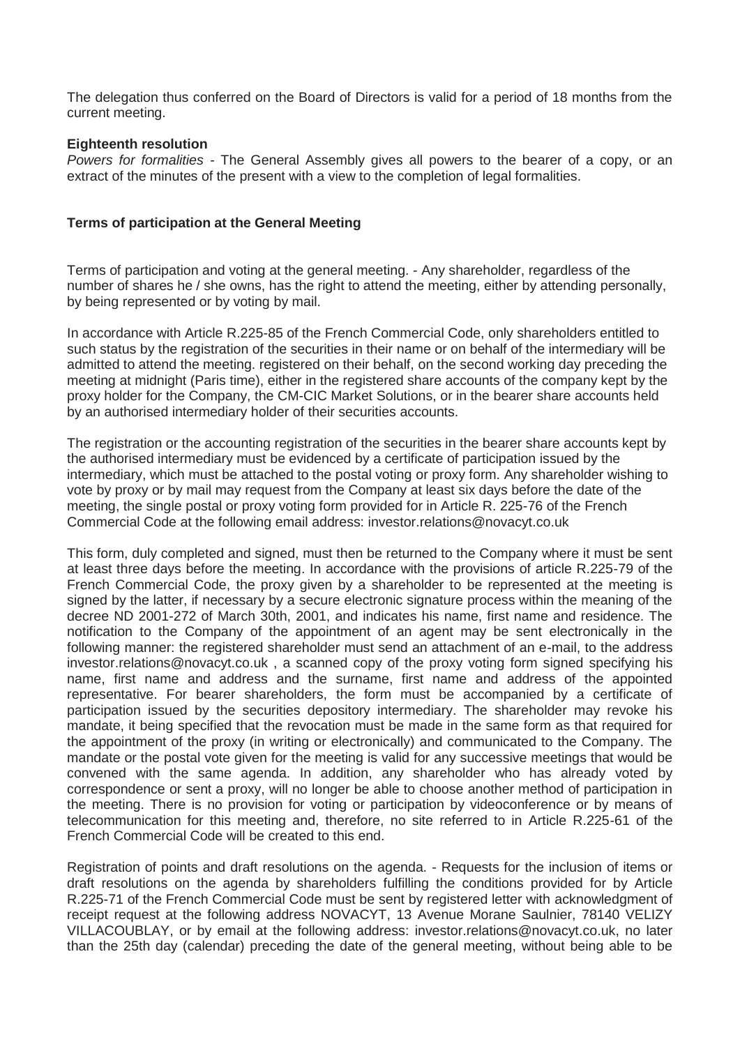The delegation thus conferred on the Board of Directors is valid for a period of 18 months from the current meeting.

**Eighteenth resolution**

*Powers for formalities* - The General Assembly gives all powers to the bearer of a copy, or an extract of the minutes of the present with a view to the completion of legal formalities.

**Terms of participation at the General Meeting**

Terms of participation and voting at the general meeting. - Any shareholder, regardless of the number of shares he / she owns, has the right to attend the meeting, either by attending personally, by being represented or by voting by mail.

In accordance with Article R.225-85 of the French Commercial Code, only shareholders entitled to such status by the registration of the securities in their name or on behalf of the intermediary will be admitted to attend the meeting. registered on their behalf, on the second working day preceding the meeting at midnight (Paris time), either in the registered share accounts of the company kept by the proxy holder for the Company, the CM-CIC Market Solutions, or in the bearer share accounts held by an authorised intermediary holder of their securities accounts.

The registration or the accounting registration of the securities in the bearer share accounts kept by the authorised intermediary must be evidenced by a certificate of participation issued by the intermediary, which must be attached to the postal voting or proxy form. Any shareholder wishing to vote by proxy or by mail may request from the Company at least six days before the date of the meeting, the single postal or proxy voting form provided for in Article R. 225-76 of the French Commercial Code at the following email address: investor.relations@novacyt.co.uk

This form, duly completed and signed, must then be returned to the Company where it must be sent at least three days before the meeting. In accordance with the provisions of article R.225-79 of the French Commercial Code, the proxy given by a shareholder to be represented at the meeting is signed by the latter, if necessary by a secure electronic signature process within the meaning of the decree ND 2001-272 of March 30th, 2001, and indicates his name, first name and residence. The notification to the Company of the appointment of an agent may be sent electronically in the following manner: the registered shareholder must send an attachment of an e-mail, to the address investor.relations@novacyt.co.uk , a scanned copy of the proxy voting form signed specifying his name, first name and address and the surname, first name and address of the appointed representative. For bearer shareholders, the form must be accompanied by a certificate of participation issued by the securities depository intermediary. The shareholder may revoke his mandate, it being specified that the revocation must be made in the same form as that required for the appointment of the proxy (in writing or electronically) and communicated to the Company. The mandate or the postal vote given for the meeting is valid for any successive meetings that would be convened with the same agenda. In addition, any shareholder who has already voted by correspondence or sent a proxy, will no longer be able to choose another method of participation in the meeting. There is no provision for voting or participation by videoconference or by means of telecommunication for this meeting and, therefore, no site referred to in Article R.225-61 of the French Commercial Code will be created to this end.

Registration of points and draft resolutions on the agenda. - Requests for the inclusion of items or draft resolutions on the agenda by shareholders fulfilling the conditions provided for by Article R.225-71 of the French Commercial Code must be sent by registered letter with acknowledgment of receipt request at the following address NOVACYT, 13 Avenue Morane Saulnier, 78140 VELIZY VILLACOUBLAY, or by email at the following address: investor.relations@novacyt.co.uk, no later than the 25th day (calendar) preceding the date of the general meeting, without being able to be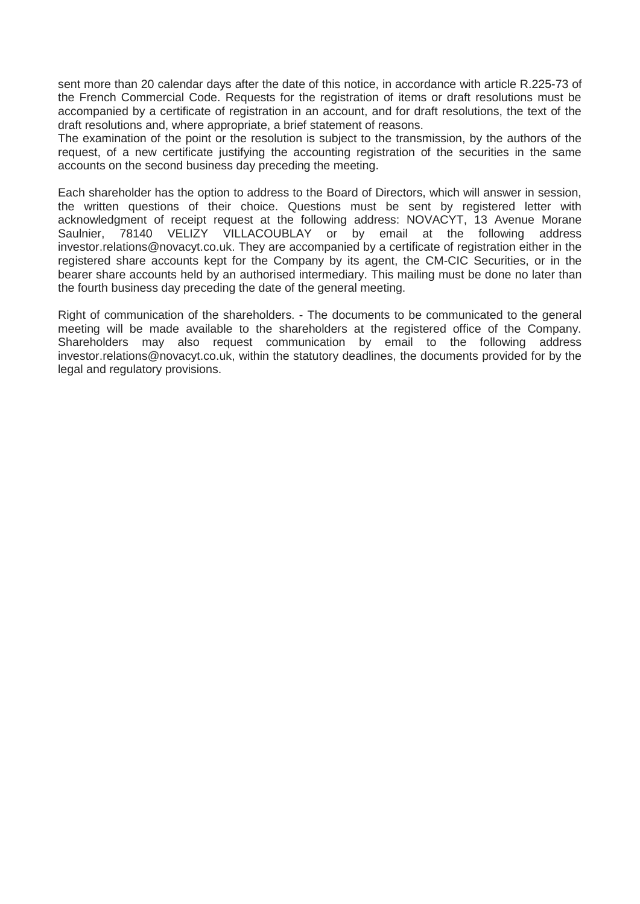sent more than 20 calendar days after the date of this notice, in accordance with article R.225-73 of the French Commercial Code. Requests for the registration of items or draft resolutions must be accompanied by a certificate of registration in an account, and for draft resolutions, the text of the draft resolutions and, where appropriate, a brief statement of reasons.
The examination of the point or the resolution is subject to the transmission, by the authors of the request, of a new certificate justifying the accounting registration of the securities in the same accounts on the second business day preceding the meeting.

Each shareholder has the option to address to the Board of Directors, which will answer in session, the written questions of their choice. Questions must be sent by registered letter with acknowledgment of receipt request at the following address: NOVACYT, 13 Avenue Morane Saulnier, 78140 VELIZY VILLACOUBLAY or by email at the following address investor.relations@novacyt.co.uk. They are accompanied by a certificate of registration either in the registered share accounts kept for the Company by its agent, the CM-CIC Securities, or in the bearer share accounts held by an authorised intermediary. This mailing must be done no later than the fourth business day preceding the date of the general meeting.

Right of communication of the shareholders. - The documents to be communicated to the general meeting will be made available to the shareholders at the registered office of the Company. Shareholders may also request communication by email to the following address investor.relations@novacyt.co.uk, within the statutory deadlines, the documents provided for by the legal and regulatory provisions.